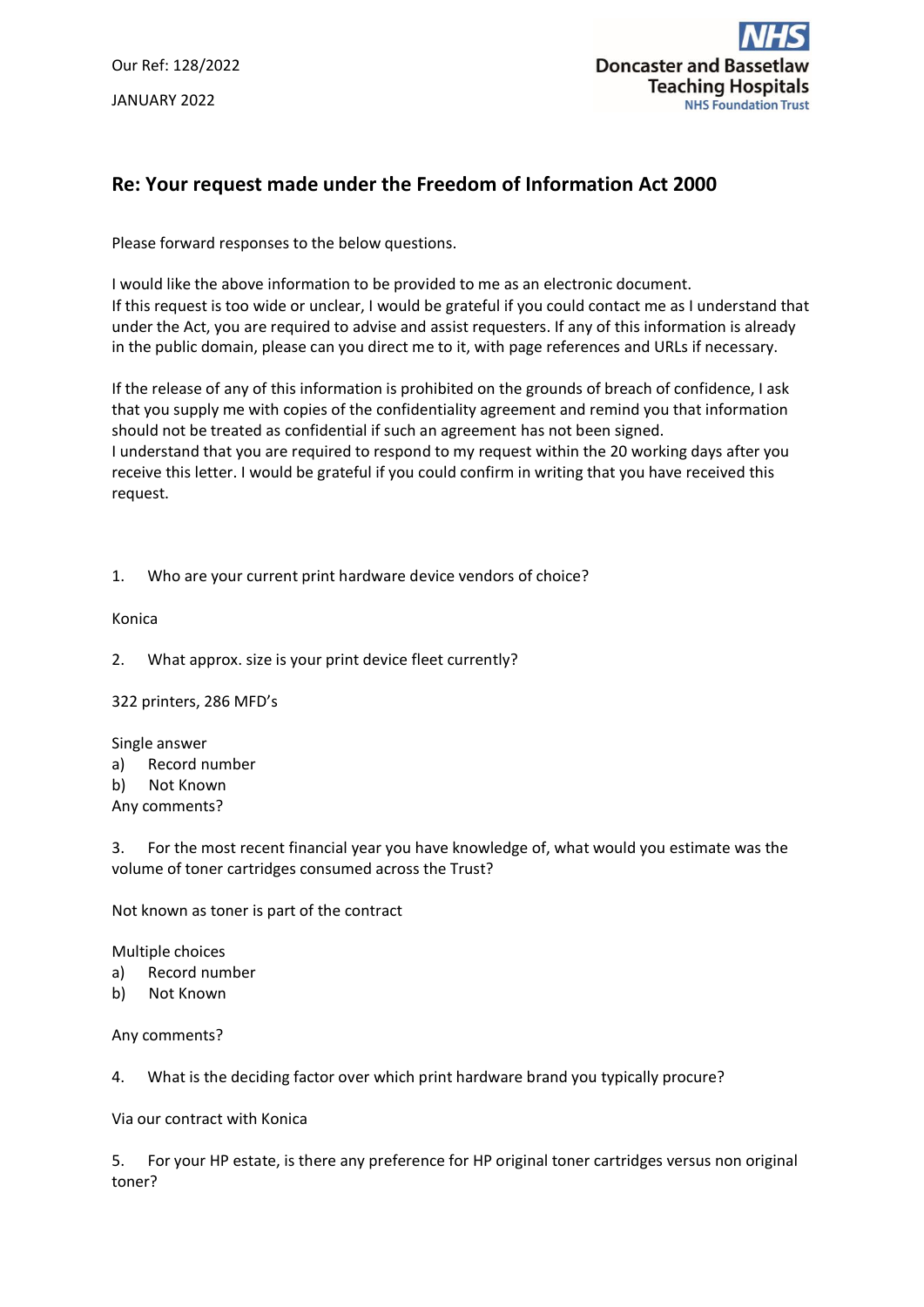Our Ref: 128/2022

JANUARY 2022

Doncaster and Bassetlaw Teaching Hospitals NHS Foundation Trust

## Re: Your request made under the Freedom of Information Act 2000

Please forward responses to the below questions.

I would like the above information to be provided to me as an electronic document.
If this request is too wide or unclear, I would be grateful if you could contact me as I understand that under the Act, you are required to advise and assist requesters. If any of this information is already in the public domain, please can you direct me to it, with page references and URLs if necessary.

If the release of any of this information is prohibited on the grounds of breach of confidence, I ask that you supply me with copies of the confidentiality agreement and remind you that information should not be treated as confidential if such an agreement has not been signed.
I understand that you are required to respond to my request within the 20 working days after you receive this letter. I would be grateful if you could confirm in writing that you have received this request.

1. Who are your current print hardware device vendors of choice?

Konica

2. What approx. size is your print device fleet currently?

322 printers, 286 MFD's

Single answer
a) Record number
b) Not Known
Any comments?

3. For the most recent financial year you have knowledge of, what would you estimate was the volume of toner cartridges consumed across the Trust?

Not known as toner is part of the contract

Multiple choices
a) Record number
b) Not Known

Any comments?

4. What is the deciding factor over which print hardware brand you typically procure?

Via our contract with Konica

5. For your HP estate, is there any preference for HP original toner cartridges versus non original toner?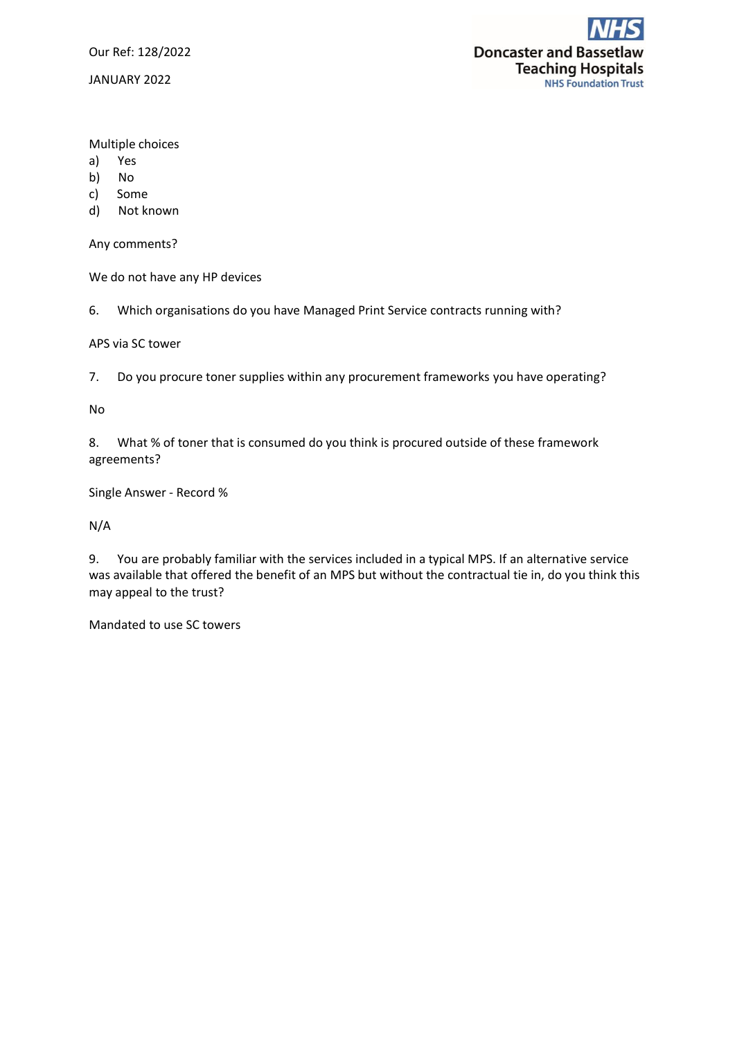Our Ref: 128/2022

JANUARY 2022

Multiple choices

a) Yes
b) No
c) Some
d) Not known

Any comments?

We do not have any HP devices

6. Which organisations do you have Managed Print Service contracts running with?

APS via SC tower

7. Do you procure toner supplies within any procurement frameworks you have operating?

No

8. What % of toner that is consumed do you think is procured outside of these framework agreements?

Single Answer - Record %

N/A

9. You are probably familiar with the services included in a typical MPS. If an alternative service was available that offered the benefit of an MPS but without the contractual tie in, do you think this may appeal to the trust?

Mandated to use SC towers